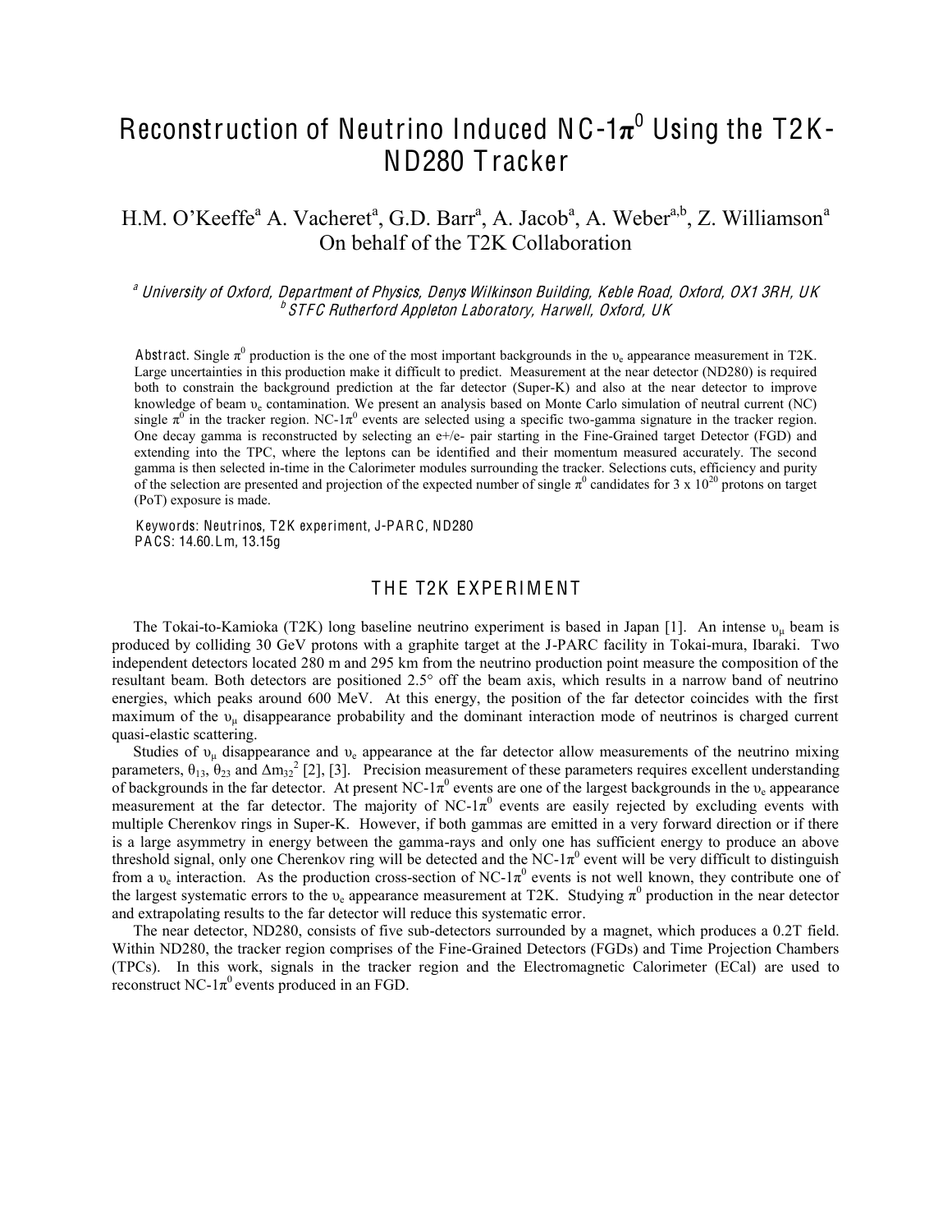# Reconstruction of Neutrino Induced NC-1$\pi^0$ Using the T2K-ND280 Tracker

H.M. O'Keeffe[a] A. Vacheret[a], G.D. Barr[a], A. Jacob[a], A. Weber[a,b], Z. Williamson[a]
On behalf of the T2K Collaboration

*[a] University of Oxford, Department of Physics, Denys Wilkinson Building, Keble Road, Oxford, OX1 3RH, UK*
*[b] STFC Rutherford Appleton Laboratory, Harwell, Oxford, UK*

**Abstract.** Single $\pi^0$ production is the one of the most important backgrounds in the $\upsilon_e$ appearance measurement in T2K. Large uncertainties in this production make it difficult to predict. Measurement at the near detector (ND280) is required both to constrain the background prediction at the far detector (Super-K) and also at the near detector to improve knowledge of beam $\upsilon_e$ contamination. We present an analysis based on Monte Carlo simulation of neutral current (NC) single $\pi^0$ in the tracker region. NC-1$\pi^0$ events are selected using a specific two-gamma signature in the tracker region. One decay gamma is reconstructed by selecting an e+/e- pair starting in the Fine-Grained target Detector (FGD) and extending into the TPC, where the leptons can be identified and their momentum measured accurately. The second gamma is then selected in-time in the Calorimeter modules surrounding the tracker. Selections cuts, efficiency and purity of the selection are presented and projection of the expected number of single $\pi^0$ candidates for 3 x $10^{20}$ protons on target (PoT) exposure is made.

Keywords: Neutrinos, T2K experiment, J-PARC, ND280
PACS: 14.60.Lm, 13.15g

## THE T2K EXPERIMENT

The Tokai-to-Kamioka (T2K) long baseline neutrino experiment is based in Japan [1]. An intense $\upsilon_\mu$ beam is produced by colliding 30 GeV protons with a graphite target at the J-PARC facility in Tokai-mura, Ibaraki. Two independent detectors located 280 m and 295 km from the neutrino production point measure the composition of the resultant beam. Both detectors are positioned 2.5° off the beam axis, which results in a narrow band of neutrino energies, which peaks around 600 MeV. At this energy, the position of the far detector coincides with the first maximum of the $\upsilon_\mu$ disappearance probability and the dominant interaction mode of neutrinos is charged current quasi-elastic scattering.

Studies of $\upsilon_\mu$ disappearance and $\upsilon_e$ appearance at the far detector allow measurements of the neutrino mixing parameters, $\theta_{13}$, $\theta_{23}$ and $\Delta m_{32}^2$ [2], [3]. Precision measurement of these parameters requires excellent understanding of backgrounds in the far detector. At present NC-1$\pi^0$ events are one of the largest backgrounds in the $\upsilon_e$ appearance measurement at the far detector. The majority of NC-1$\pi^0$ events are easily rejected by excluding events with multiple Cherenkov rings in Super-K. However, if both gammas are emitted in a very forward direction or if there is a large asymmetry in energy between the gamma-rays and only one has sufficient energy to produce an above threshold signal, only one Cherenkov ring will be detected and the NC-1$\pi^0$ event will be very difficult to distinguish from a $\upsilon_e$ interaction. As the production cross-section of NC-1$\pi^0$ events is not well known, they contribute one of the largest systematic errors to the $\upsilon_e$ appearance measurement at T2K. Studying $\pi^0$ production in the near detector and extrapolating results to the far detector will reduce this systematic error.

The near detector, ND280, consists of five sub-detectors surrounded by a magnet, which produces a 0.2T field. Within ND280, the tracker region comprises of the Fine-Grained Detectors (FGDs) and Time Projection Chambers (TPCs). In this work, signals in the tracker region and the Electromagnetic Calorimeter (ECal) are used to reconstruct NC-1$\pi^0$ events produced in an FGD.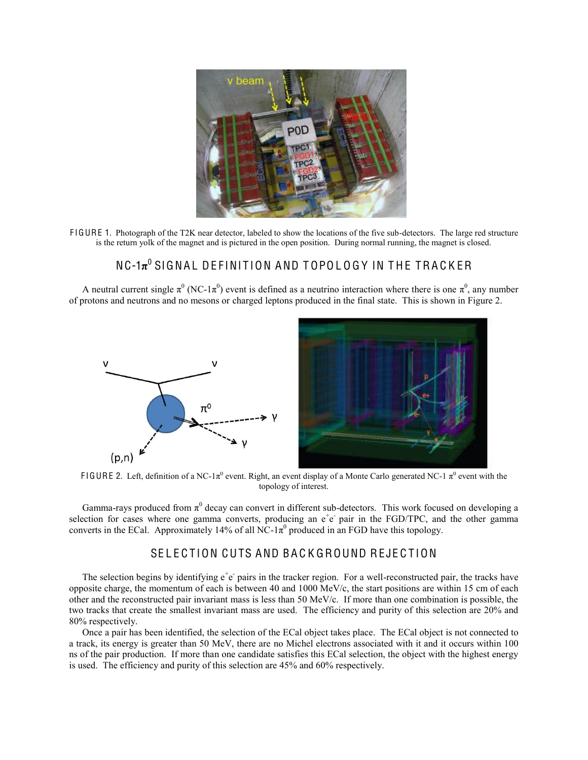FIGURE 1. Photograph of the T2K near detector, labeled to show the locations of the five sub-detectors. The large red structure is the return yolk of the magnet and is pictured in the open position. During normal running, the magnet is closed.

## NC-1$\pi^0$ SIGNAL DEFINITION AND TOPOLOGY IN THE TRACKER

A neutral current single $\pi^0$ (NC-1$\pi^0$) event is defined as a neutrino interaction where there is one $\pi^0$, any number of protons and neutrons and no mesons or charged leptons produced in the final state. This is shown in Figure 2.

FIGURE 2. Left, definition of a NC-1$\pi^0$ event. Right, an event display of a Monte Carlo generated NC-1 $\pi^0$ event with the topology of interest.

Gamma-rays produced from $\pi^0$ decay can convert in different sub-detectors. This work focused on developing a selection for cases where one gamma converts, producing an $e^+e^-$ pair in the FGD/TPC, and the other gamma converts in the ECal. Approximately 14% of all NC-1$\pi^0$ produced in an FGD have this topology.

## SELECTION CUTS AND BACKGROUND REJECTION

The selection begins by identifying $e^+e^-$ pairs in the tracker region. For a well-reconstructed pair, the tracks have opposite charge, the momentum of each is between 40 and 1000 MeV/c, the start positions are within 15 cm of each other and the reconstructed pair invariant mass is less than 50 MeV/c. If more than one combination is possible, the two tracks that create the smallest invariant mass are used. The efficiency and purity of this selection are 20% and 80% respectively.

Once a pair has been identified, the selection of the ECal object takes place. The ECal object is not connected to a track, its energy is greater than 50 MeV, there are no Michel electrons associated with it and it occurs within 100 ns of the pair production. If more than one candidate satisfies this ECal selection, the object with the highest energy is used. The efficiency and purity of this selection are 45% and 60% respectively.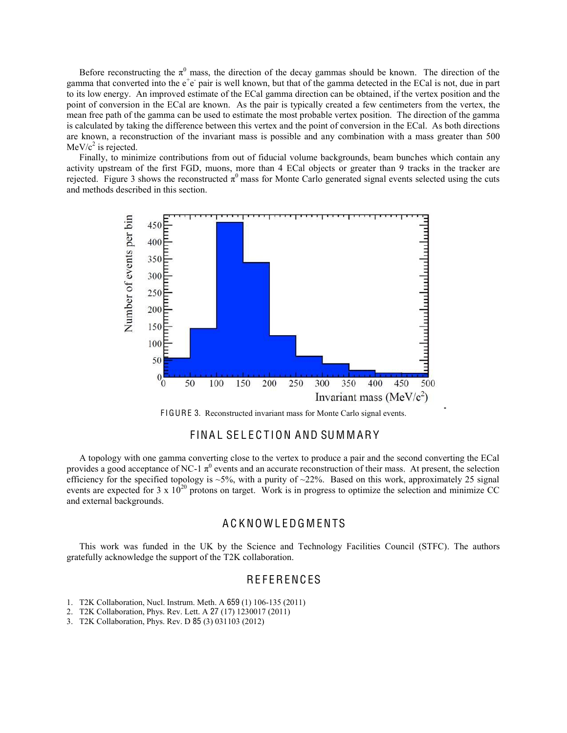Before reconstructing the $\pi^0$ mass, the direction of the decay gammas should be known. The direction of the gamma that converted into the $e^+e^-$ pair is well known, but that of the gamma detected in the ECal is not, due in part to its low energy. An improved estimate of the ECal gamma direction can be obtained, if the vertex position and the point of conversion in the ECal are known. As the pair is typically created a few centimeters from the vertex, the mean free path of the gamma can be used to estimate the most probable vertex position. The direction of the gamma is calculated by taking the difference between this vertex and the point of conversion in the ECal. As both directions are known, a reconstruction of the invariant mass is possible and any combination with a mass greater than 500 MeV/$c^2$ is rejected.

Finally, to minimize contributions from out of fiducial volume backgrounds, beam bunches which contain any activity upstream of the first FGD, muons, more than 4 ECal objects or greater than 9 tracks in the tracker are rejected. Figure 3 shows the reconstructed $\pi^0$ mass for Monte Carlo generated signal events selected using the cuts and methods described in this section.

Number of events per bin

0
50
100
150
200
250
300
350
400
450

0 50 100 150 200 250 300 350 400 450 500

Invariant mass (MeV/c$^2$)

FIGURE 3. Reconstructed invariant mass for Monte Carlo signal events.

## FINAL SELECTION AND SUMMARY

A topology with one gamma converting close to the vertex to produce a pair and the second converting the ECal provides a good acceptance of NC-1 $\pi^0$ events and an accurate reconstruction of their mass. At present, the selection efficiency for the specified topology is ~5%, with a purity of ~22%. Based on this work, approximately 25 signal events are expected for 3 x $10^{20}$ protons on target. Work is in progress to optimize the selection and minimize CC and external backgrounds.

## ACKNOWLEDGMENTS

This work was funded in the UK by the Science and Technology Facilities Council (STFC). The authors gratefully acknowledge the support of the T2K collaboration.

## REFERENCES

1. T2K Collaboration, Nucl. Instrum. Meth. A 659 (1) 106-135 (2011)
2. T2K Collaboration, Phys. Rev. Lett. A 27 (17) 1230017 (2011)
3. T2K Collaboration, Phys. Rev. D 85 (3) 031103 (2012)